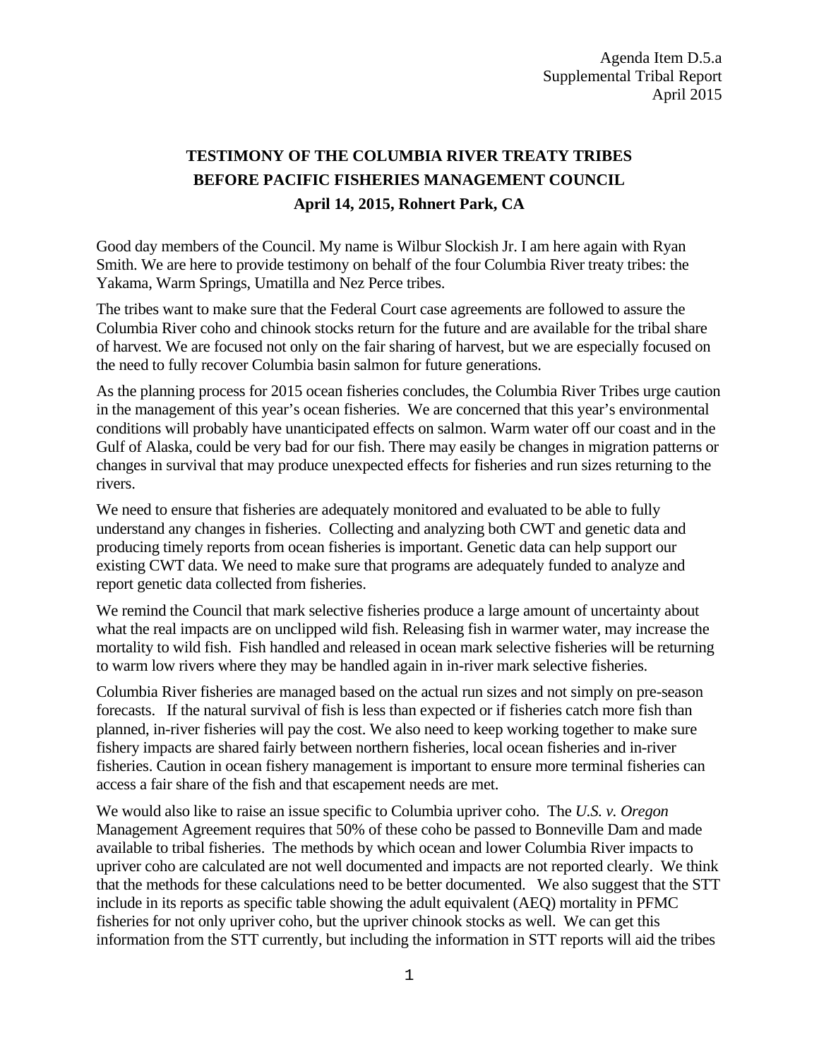Agenda Item D.5.a
Supplemental Tribal Report
April 2015

# TESTIMONY OF THE COLUMBIA RIVER TREATY TRIBES BEFORE PACIFIC FISHERIES MANAGEMENT COUNCIL

**April 14, 2015, Rohnert Park, CA**

Good day members of the Council. My name is Wilbur Slockish Jr. I am here again with Ryan Smith. We are here to provide testimony on behalf of the four Columbia River treaty tribes: the Yakama, Warm Springs, Umatilla and Nez Perce tribes.

The tribes want to make sure that the Federal Court case agreements are followed to assure the Columbia River coho and chinook stocks return for the future and are available for the tribal share of harvest. We are focused not only on the fair sharing of harvest, but we are especially focused on the need to fully recover Columbia basin salmon for future generations.

As the planning process for 2015 ocean fisheries concludes, the Columbia River Tribes urge caution in the management of this year's ocean fisheries. We are concerned that this year's environmental conditions will probably have unanticipated effects on salmon. Warm water off our coast and in the Gulf of Alaska, could be very bad for our fish. There may easily be changes in migration patterns or changes in survival that may produce unexpected effects for fisheries and run sizes returning to the rivers.

We need to ensure that fisheries are adequately monitored and evaluated to be able to fully understand any changes in fisheries. Collecting and analyzing both CWT and genetic data and producing timely reports from ocean fisheries is important. Genetic data can help support our existing CWT data. We need to make sure that programs are adequately funded to analyze and report genetic data collected from fisheries.

We remind the Council that mark selective fisheries produce a large amount of uncertainty about what the real impacts are on unclipped wild fish. Releasing fish in warmer water, may increase the mortality to wild fish. Fish handled and released in ocean mark selective fisheries will be returning to warm low rivers where they may be handled again in in-river mark selective fisheries.

Columbia River fisheries are managed based on the actual run sizes and not simply on pre-season forecasts. If the natural survival of fish is less than expected or if fisheries catch more fish than planned, in-river fisheries will pay the cost. We also need to keep working together to make sure fishery impacts are shared fairly between northern fisheries, local ocean fisheries and in-river fisheries. Caution in ocean fishery management is important to ensure more terminal fisheries can access a fair share of the fish and that escapement needs are met.

We would also like to raise an issue specific to Columbia upriver coho. The *U.S. v. Oregon* Management Agreement requires that 50% of these coho be passed to Bonneville Dam and made available to tribal fisheries. The methods by which ocean and lower Columbia River impacts to upriver coho are calculated are not well documented and impacts are not reported clearly. We think that the methods for these calculations need to be better documented. We also suggest that the STT include in its reports as specific table showing the adult equivalent (AEQ) mortality in PFMC fisheries for not only upriver coho, but the upriver chinook stocks as well. We can get this information from the STT currently, but including the information in STT reports will aid the tribes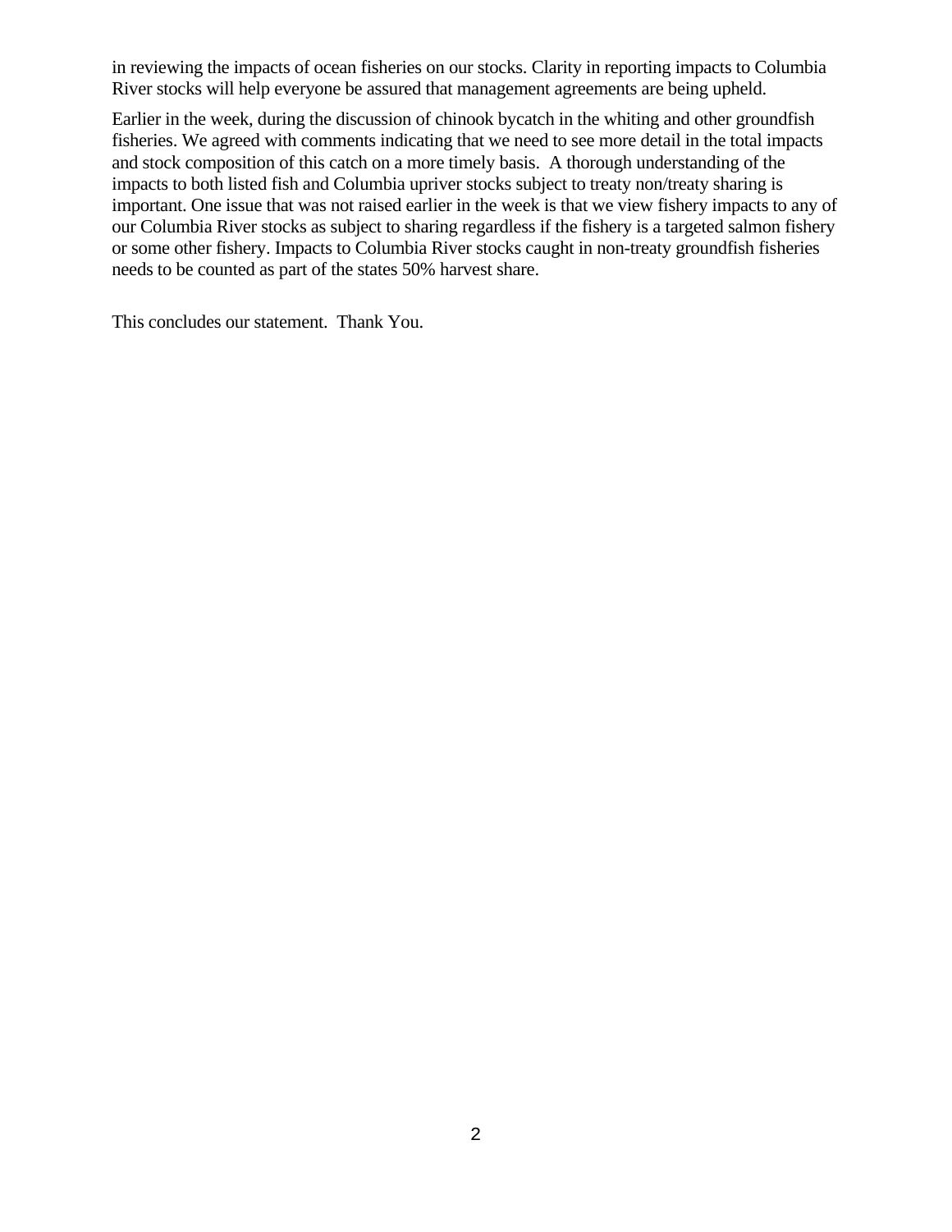in reviewing the impacts of ocean fisheries on our stocks. Clarity in reporting impacts to Columbia River stocks will help everyone be assured that management agreements are being upheld.

Earlier in the week, during the discussion of chinook bycatch in the whiting and other groundfish fisheries. We agreed with comments indicating that we need to see more detail in the total impacts and stock composition of this catch on a more timely basis. A thorough understanding of the impacts to both listed fish and Columbia upriver stocks subject to treaty non/treaty sharing is important. One issue that was not raised earlier in the week is that we view fishery impacts to any of our Columbia River stocks as subject to sharing regardless if the fishery is a targeted salmon fishery or some other fishery. Impacts to Columbia River stocks caught in non-treaty groundfish fisheries needs to be counted as part of the states 50% harvest share.

This concludes our statement. Thank You.